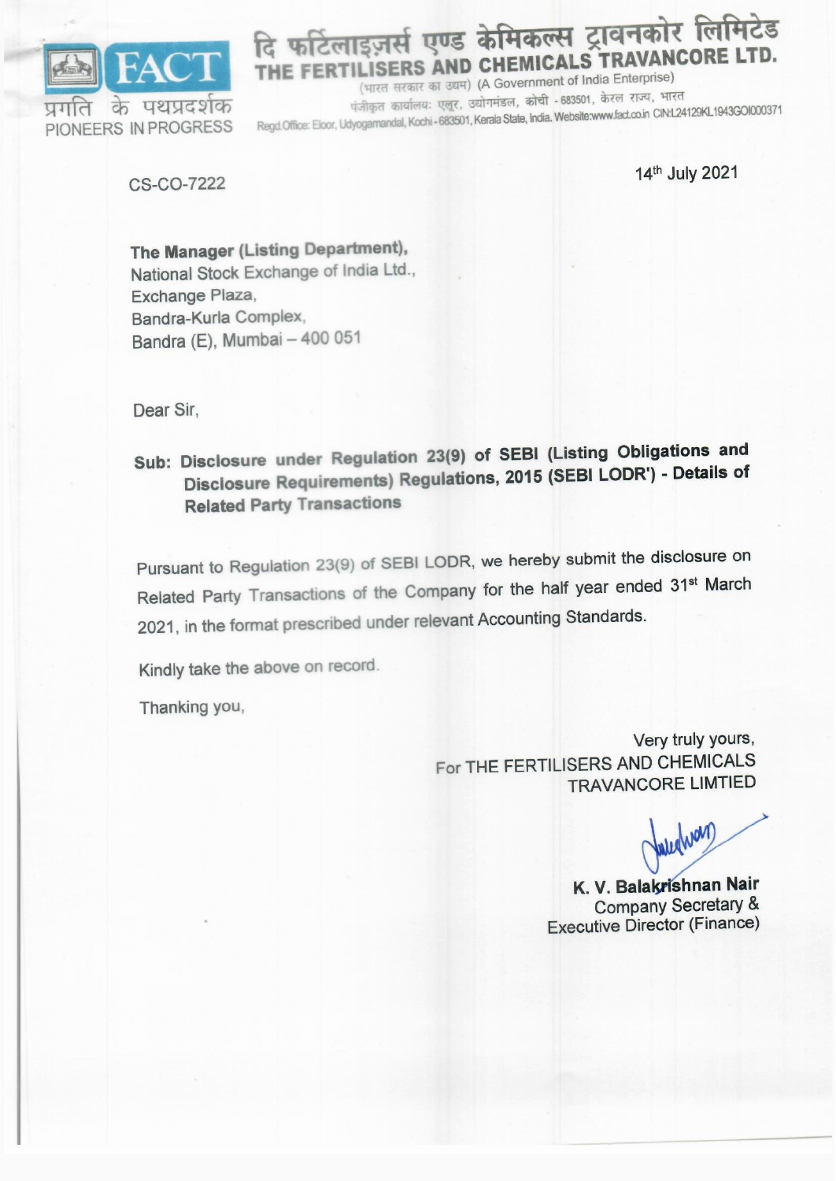दि फर्टिलाइज़र्स एण्ड केमिकल्स ट्रावनकोर लिमिटेड

**THE FERTILISERS AND CHEMICALS TRAVANCORE LTD.**

(भारत सरकार का उद्यम) (A Government of India Enterprise)

पंजीकृत कार्यालय: एलूर, उद्योगमंडल, कोची - 683501, केरल राज्य, भारत

Regd.Office: Eloor, Udyogamandal, Kochi - 683501, Kerala State, India. Website:www.fact.co.in CIN:L24129KL1943GOI000371

FACT

प्रगति के पथप्रदर्शक

PIONEERS IN PROGRESS

CS-CO-7222

14th July 2021

**The Manager (Listing Department),**
National Stock Exchange of India Ltd.,
Exchange Plaza,
Bandra-Kurla Complex,
Bandra (E), Mumbai – 400 051

Dear Sir,

**Sub: Disclosure under Regulation 23(9) of SEBI (Listing Obligations and Disclosure Requirements) Regulations, 2015 (SEBI LODR') - Details of Related Party Transactions**

Pursuant to Regulation 23(9) of SEBI LODR, we hereby submit the disclosure on Related Party Transactions of the Company for the half year ended 31st March 2021, in the format prescribed under relevant Accounting Standards.

Kindly take the above on record.

Thanking you,

Very truly yours,
For THE FERTILISERS AND CHEMICALS TRAVANCORE LIMTIED

**K. V. Balakrishnan Nair**
Company Secretary &
Executive Director (Finance)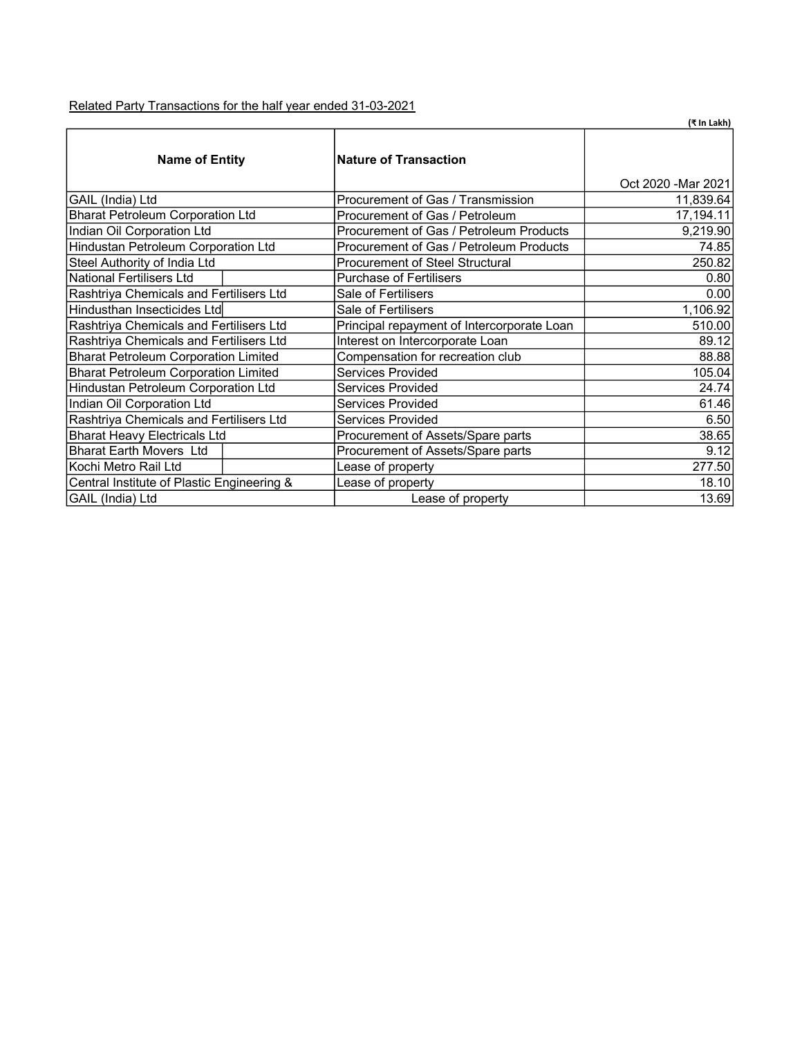Related Party Transactions for the half year ended 31-03-2021

(₹ In Lakh)

| Name of Entity | Nature of Transaction | Oct 2020 -Mar 2021 |
|---|---|---|
| GAIL (India) Ltd | Procurement of Gas / Transmission | 11,839.64 |
| Bharat Petroleum Corporation Ltd | Procurement of Gas / Petroleum | 17,194.11 |
| Indian Oil Corporation Ltd | Procurement of Gas / Petroleum Products | 9,219.90 |
| Hindustan Petroleum Corporation Ltd | Procurement of Gas / Petroleum Products | 74.85 |
| Steel Authority of India Ltd | Procurement of Steel Structural | 250.82 |
| National Fertilisers Ltd | Purchase of Fertilisers | 0.80 |
| Rashtriya Chemicals and Fertilisers Ltd | Sale of Fertilisers | 0.00 |
| Hindusthan Insecticides Ltd | Sale of Fertilisers | 1,106.92 |
| Rashtriya Chemicals and Fertilisers Ltd | Principal repayment of Intercorporate Loan | 510.00 |
| Rashtriya Chemicals and Fertilisers Ltd | Interest on Intercorporate Loan | 89.12 |
| Bharat Petroleum Corporation Limited | Compensation for recreation club | 88.88 |
| Bharat Petroleum Corporation Limited | Services Provided | 105.04 |
| Hindustan Petroleum Corporation Ltd | Services Provided | 24.74 |
| Indian Oil Corporation Ltd | Services Provided | 61.46 |
| Rashtriya Chemicals and Fertilisers Ltd | Services Provided | 6.50 |
| Bharat Heavy Electricals Ltd | Procurement of Assets/Spare parts | 38.65 |
| Bharat Earth Movers Ltd | Procurement of Assets/Spare parts | 9.12 |
| Kochi Metro Rail Ltd | Lease of property | 277.50 |
| Central Institute of Plastic Engineering & | Lease of property | 18.10 |
| GAIL (India) Ltd | Lease of property | 13.69 |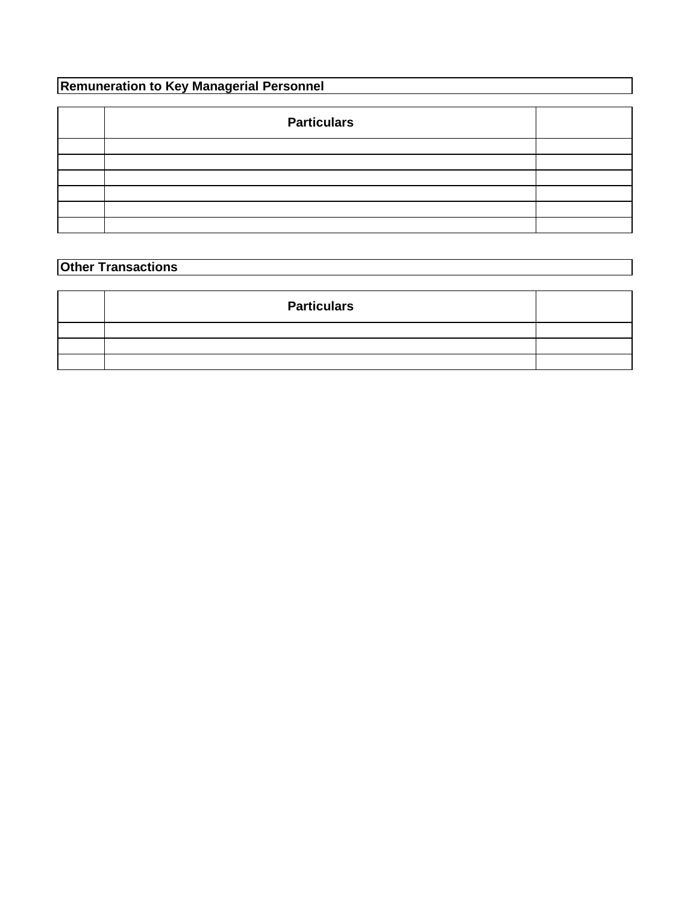**Remuneration to Key Managerial Personnel**

| | Particulars | |
|---|---|---|
| | | |
| | | |
| | | |
| | | |
| | | |
| | | |

**Other Transactions**

| | Particulars | |
|---|---|---|
| | | |
| | | |
| | | |